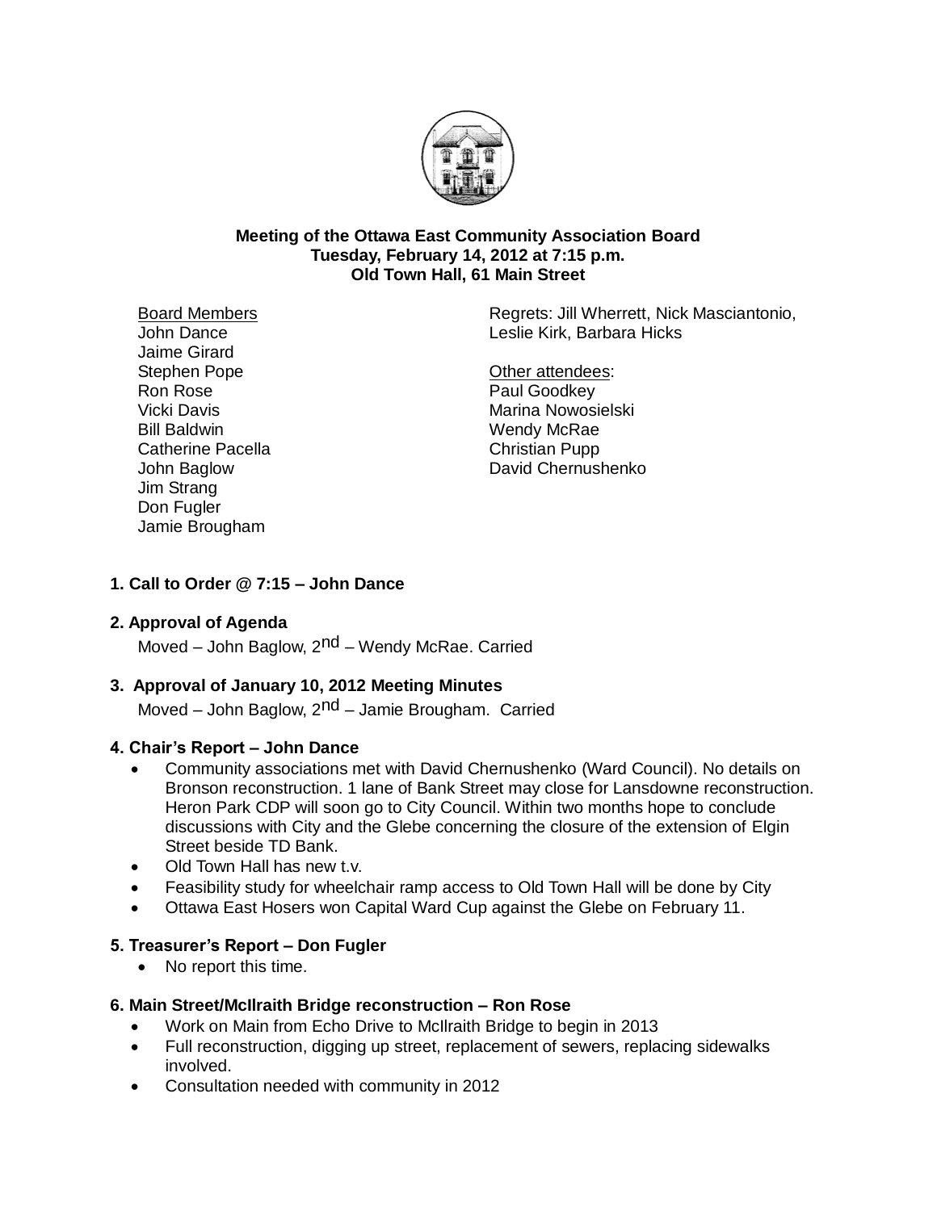**Meeting of the Ottawa East Community Association Board**
**Tuesday, February 14, 2012 at 7:15 p.m.**
**Old Town Hall, 61 Main Street**

Board Members
John Dance
Jaime Girard
Stephen Pope
Ron Rose
Vicki Davis
Bill Baldwin
Catherine Pacella
John Baglow
Jim Strang
Don Fugler
Jamie Brougham

Regrets: Jill Wherrett, Nick Masciantonio, Leslie Kirk, Barbara Hicks

Other attendees:
Paul Goodkey
Marina Nowosielski
Wendy McRae
Christian Pupp
David Chernushenko

**1. Call to Order @ 7:15 – John Dance**

**2. Approval of Agenda**

Moved – John Baglow, 2nd – Wendy McRae. Carried

**3. Approval of January 10, 2012 Meeting Minutes**

Moved – John Baglow, 2nd – Jamie Brougham. Carried

**4. Chair's Report – John Dance**

- Community associations met with David Chernushenko (Ward Council). No details on Bronson reconstruction. 1 lane of Bank Street may close for Lansdowne reconstruction. Heron Park CDP will soon go to City Council. Within two months hope to conclude discussions with City and the Glebe concerning the closure of the extension of Elgin Street beside TD Bank.
- Old Town Hall has new t.v.
- Feasibility study for wheelchair ramp access to Old Town Hall will be done by City
- Ottawa East Hosers won Capital Ward Cup against the Glebe on February 11.

**5. Treasurer's Report – Don Fugler**

- No report this time.

**6. Main Street/McIlraith Bridge reconstruction – Ron Rose**

- Work on Main from Echo Drive to McIlraith Bridge to begin in 2013
- Full reconstruction, digging up street, replacement of sewers, replacing sidewalks involved.
- Consultation needed with community in 2012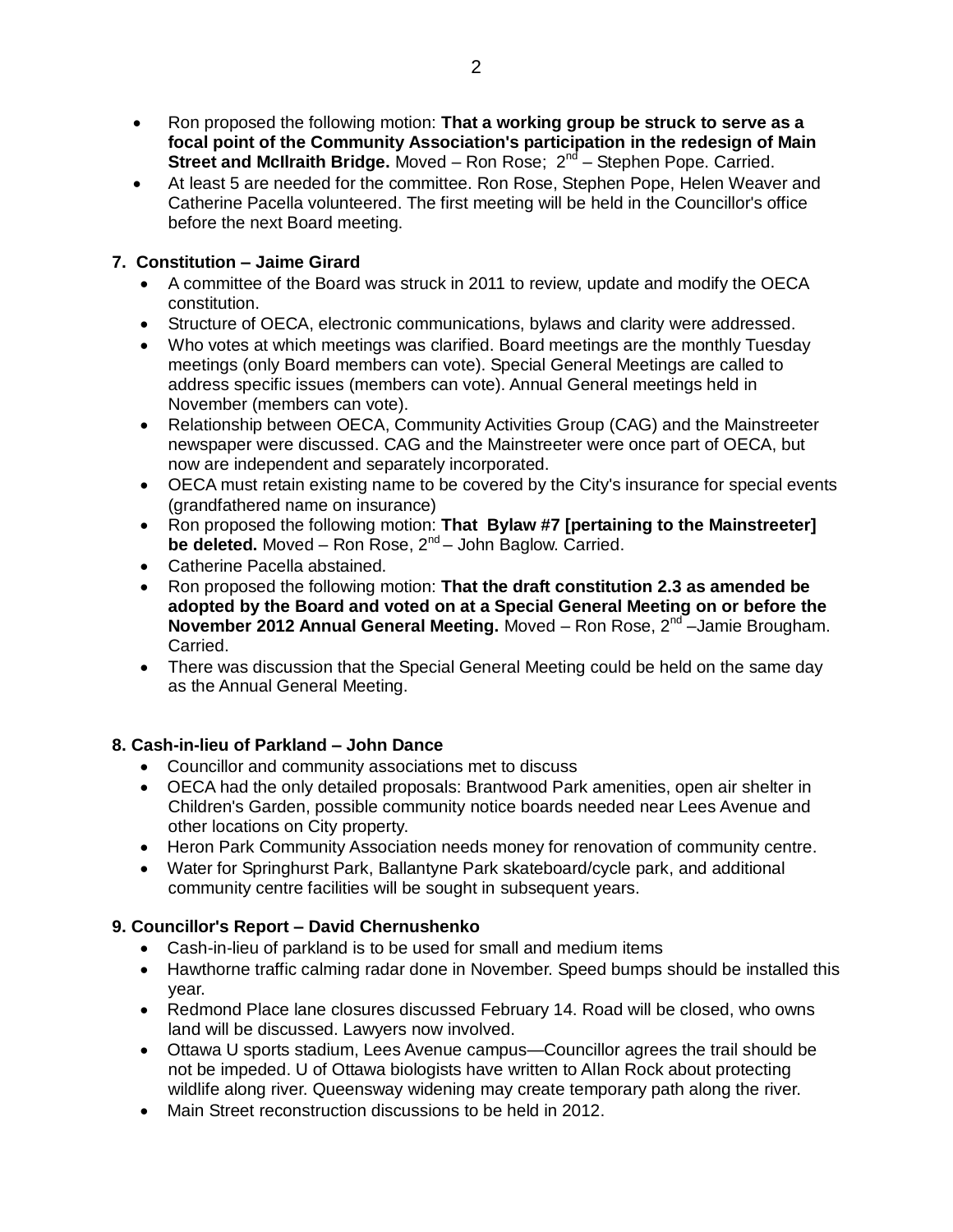- Ron proposed the following motion: **That a working group be struck to serve as a focal point of the Community Association's participation in the redesign of Main Street and McIlraith Bridge.** Moved – Ron Rose; 2nd – Stephen Pope. Carried.
- At least 5 are needed for the committee. Ron Rose, Stephen Pope, Helen Weaver and Catherine Pacella volunteered. The first meeting will be held in the Councillor's office before the next Board meeting.

**7. Constitution – Jaime Girard**

- A committee of the Board was struck in 2011 to review, update and modify the OECA constitution.
- Structure of OECA, electronic communications, bylaws and clarity were addressed.
- Who votes at which meetings was clarified. Board meetings are the monthly Tuesday meetings (only Board members can vote). Special General Meetings are called to address specific issues (members can vote). Annual General meetings held in November (members can vote).
- Relationship between OECA, Community Activities Group (CAG) and the Mainstreeter newspaper were discussed. CAG and the Mainstreeter were once part of OECA, but now are independent and separately incorporated.
- OECA must retain existing name to be covered by the City's insurance for special events (grandfathered name on insurance)
- Ron proposed the following motion: **That Bylaw #7 [pertaining to the Mainstreeter] be deleted.** Moved – Ron Rose, 2nd – John Baglow. Carried.
- Catherine Pacella abstained.
- Ron proposed the following motion: **That the draft constitution 2.3 as amended be adopted by the Board and voted on at a Special General Meeting on or before the November 2012 Annual General Meeting.** Moved – Ron Rose, 2nd –Jamie Brougham. Carried.
- There was discussion that the Special General Meeting could be held on the same day as the Annual General Meeting.

**8. Cash-in-lieu of Parkland – John Dance**

- Councillor and community associations met to discuss
- OECA had the only detailed proposals: Brantwood Park amenities, open air shelter in Children's Garden, possible community notice boards needed near Lees Avenue and other locations on City property.
- Heron Park Community Association needs money for renovation of community centre.
- Water for Springhurst Park, Ballantyne Park skateboard/cycle park, and additional community centre facilities will be sought in subsequent years.

**9. Councillor's Report – David Chernushenko**

- Cash-in-lieu of parkland is to be used for small and medium items
- Hawthorne traffic calming radar done in November. Speed bumps should be installed this year.
- Redmond Place lane closures discussed February 14. Road will be closed, who owns land will be discussed. Lawyers now involved.
- Ottawa U sports stadium, Lees Avenue campus—Councillor agrees the trail should be not be impeded. U of Ottawa biologists have written to Allan Rock about protecting wildlife along river. Queensway widening may create temporary path along the river.
- Main Street reconstruction discussions to be held in 2012.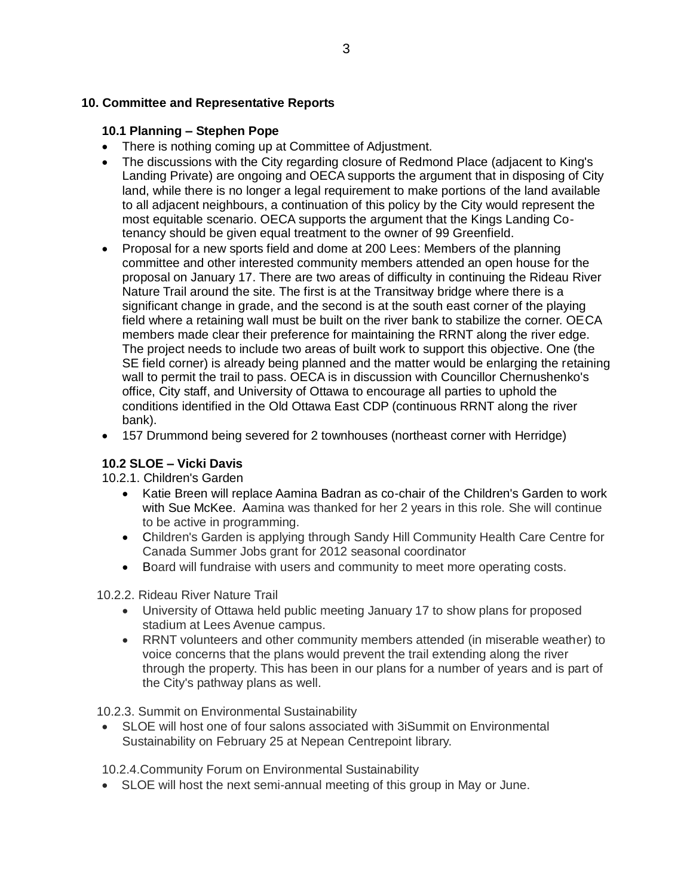## 10. Committee and Representative Reports

### 10.1 Planning – Stephen Pope

- There is nothing coming up at Committee of Adjustment.
- The discussions with the City regarding closure of Redmond Place (adjacent to King's Landing Private) are ongoing and OECA supports the argument that in disposing of City land, while there is no longer a legal requirement to make portions of the land available to all adjacent neighbours, a continuation of this policy by the City would represent the most equitable scenario. OECA supports the argument that the Kings Landing Co-tenancy should be given equal treatment to the owner of 99 Greenfield.
- Proposal for a new sports field and dome at 200 Lees: Members of the planning committee and other interested community members attended an open house for the proposal on January 17. There are two areas of difficulty in continuing the Rideau River Nature Trail around the site. The first is at the Transitway bridge where there is a significant change in grade, and the second is at the south east corner of the playing field where a retaining wall must be built on the river bank to stabilize the corner. OECA members made clear their preference for maintaining the RRNT along the river edge. The project needs to include two areas of built work to support this objective. One (the SE field corner) is already being planned and the matter would be enlarging the retaining wall to permit the trail to pass. OECA is in discussion with Councillor Chernushenko's office, City staff, and University of Ottawa to encourage all parties to uphold the conditions identified in the Old Ottawa East CDP (continuous RRNT along the river bank).
- 157 Drummond being severed for 2 townhouses (northeast corner with Herridge)

### 10.2 SLOE – Vicki Davis

10.2.1. Children's Garden

- Katie Breen will replace Aamina Badran as co-chair of the Children's Garden to work with Sue McKee. Aamina was thanked for her 2 years in this role. She will continue to be active in programming.
- Children's Garden is applying through Sandy Hill Community Health Care Centre for Canada Summer Jobs grant for 2012 seasonal coordinator
- Board will fundraise with users and community to meet more operating costs.

10.2.2. Rideau River Nature Trail

- University of Ottawa held public meeting January 17 to show plans for proposed stadium at Lees Avenue campus.
- RRNT volunteers and other community members attended (in miserable weather) to voice concerns that the plans would prevent the trail extending along the river through the property. This has been in our plans for a number of years and is part of the City's pathway plans as well.

10.2.3. Summit on Environmental Sustainability

- SLOE will host one of four salons associated with 3iSummit on Environmental Sustainability on February 25 at Nepean Centrepoint library.

10.2.4.Community Forum on Environmental Sustainability

- SLOE will host the next semi-annual meeting of this group in May or June.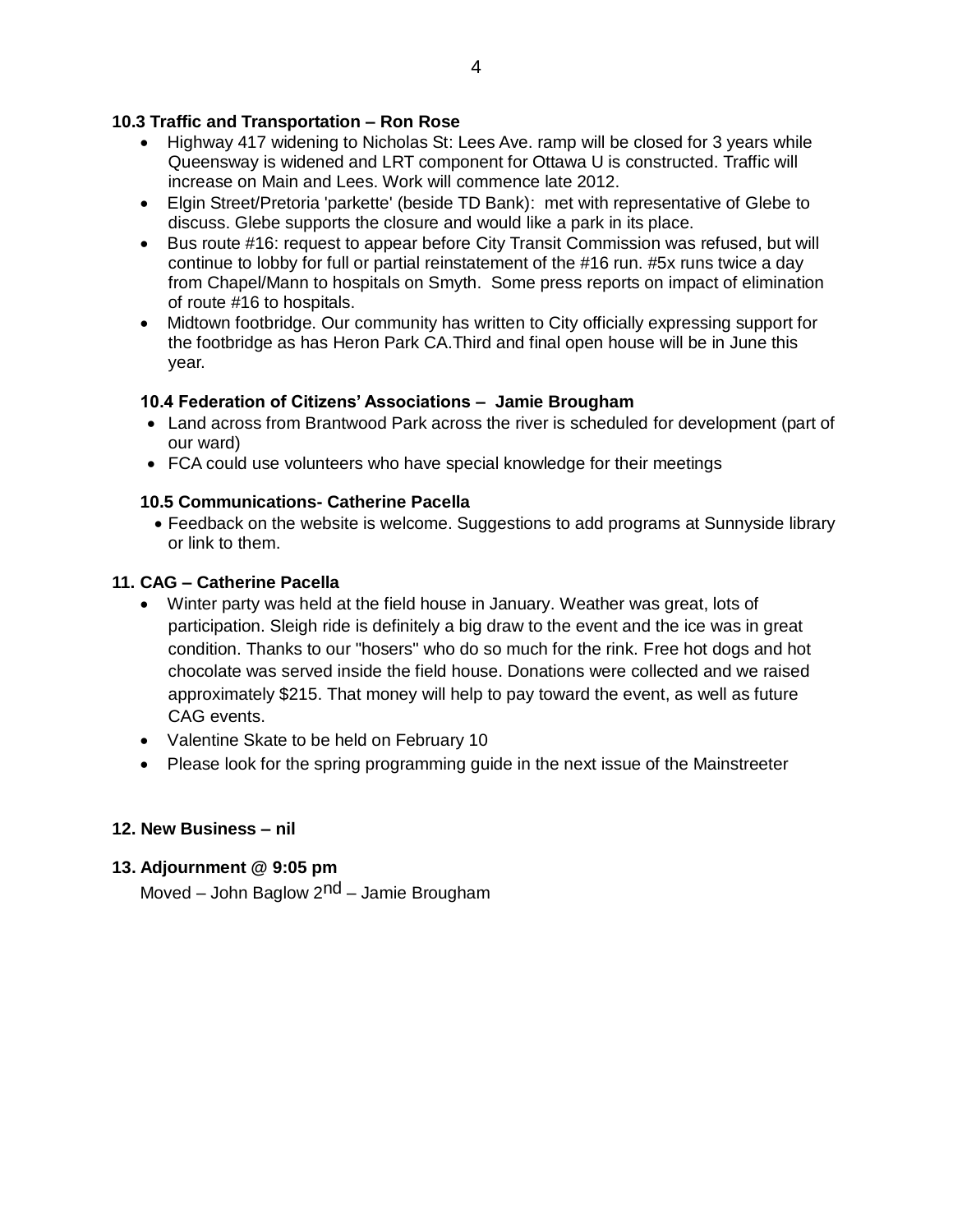### 10.3 Traffic and Transportation – Ron Rose

- Highway 417 widening to Nicholas St: Lees Ave. ramp will be closed for 3 years while Queensway is widened and LRT component for Ottawa U is constructed. Traffic will increase on Main and Lees. Work will commence late 2012.
- Elgin Street/Pretoria 'parkette' (beside TD Bank): met with representative of Glebe to discuss. Glebe supports the closure and would like a park in its place.
- Bus route #16: request to appear before City Transit Commission was refused, but will continue to lobby for full or partial reinstatement of the #16 run. #5x runs twice a day from Chapel/Mann to hospitals on Smyth. Some press reports on impact of elimination of route #16 to hospitals.
- Midtown footbridge. Our community has written to City officially expressing support for the footbridge as has Heron Park CA.Third and final open house will be in June this year.

### 10.4 Federation of Citizens' Associations – Jamie Brougham

- Land across from Brantwood Park across the river is scheduled for development (part of our ward)
- FCA could use volunteers who have special knowledge for their meetings

### 10.5 Communications- Catherine Pacella

- Feedback on the website is welcome. Suggestions to add programs at Sunnyside library or link to them.

### 11. CAG – Catherine Pacella

- Winter party was held at the field house in January. Weather was great, lots of participation. Sleigh ride is definitely a big draw to the event and the ice was in great condition. Thanks to our "hosers" who do so much for the rink. Free hot dogs and hot chocolate was served inside the field house. Donations were collected and we raised approximately $215. That money will help to pay toward the event, as well as future CAG events.
- Valentine Skate to be held on February 10
- Please look for the spring programming guide in the next issue of the Mainstreeter

### 12. New Business – nil

### 13. Adjournment @ 9:05 pm

Moved – John Baglow 2nd – Jamie Brougham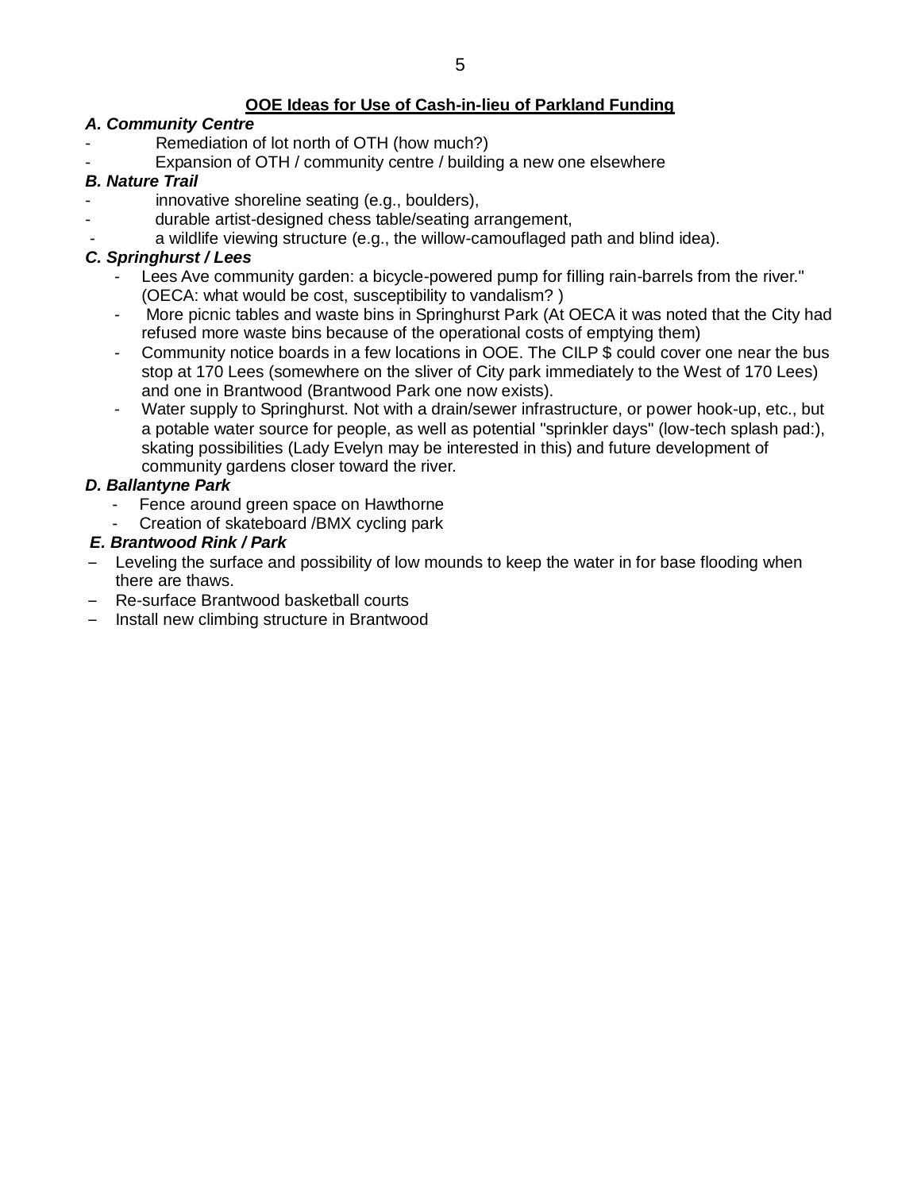**OOE Ideas for Use of Cash-in-lieu of Parkland Funding**

***A. Community Centre***

- Remediation of lot north of OTH (how much?)
- Expansion of OTH / community centre / building a new one elsewhere

***B. Nature Trail***

- innovative shoreline seating (e.g., boulders),
- durable artist-designed chess table/seating arrangement,
- a wildlife viewing structure (e.g., the willow-camouflaged path and blind idea).

***C. Springhurst / Lees***

- Lees Ave community garden: a bicycle-powered pump for filling rain-barrels from the river." (OECA: what would be cost, susceptibility to vandalism? )
- More picnic tables and waste bins in Springhurst Park (At OECA it was noted that the City had refused more waste bins because of the operational costs of emptying them)
- Community notice boards in a few locations in OOE. The CILP $ could cover one near the bus stop at 170 Lees (somewhere on the sliver of City park immediately to the West of 170 Lees) and one in Brantwood (Brantwood Park one now exists).
- Water supply to Springhurst. Not with a drain/sewer infrastructure, or power hook-up, etc., but a potable water source for people, as well as potential "sprinkler days" (low-tech splash pad:), skating possibilities (Lady Evelyn may be interested in this) and future development of community gardens closer toward the river.

***D. Ballantyne Park***

- Fence around green space on Hawthorne
- Creation of skateboard /BMX cycling park

***E. Brantwood Rink / Park***

- Leveling the surface and possibility of low mounds to keep the water in for base flooding when there are thaws.
- Re-surface Brantwood basketball courts
- Install new climbing structure in Brantwood